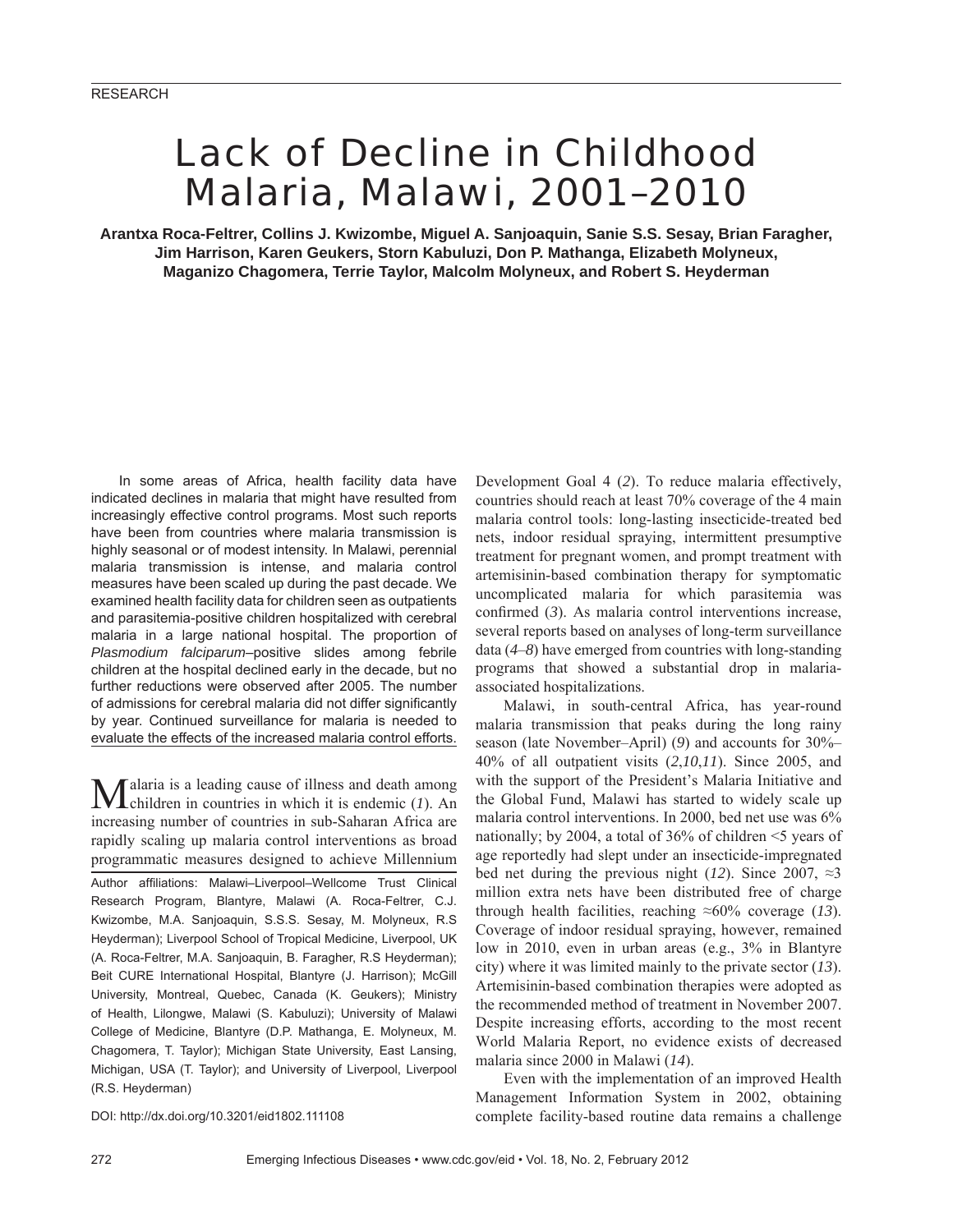RESEARCH

# Lack of Decline in Childhood Malaria, Malawi, 2001–2010

**Arantxa Roca-Feltrer, Collins J. Kwizombe, Miguel A. Sanjoaquin, Sanie S.S. Sesay, Brian Faragher, Jim Harrison, Karen Geukers, Storn Kabuluzi, Don P. Mathanga, Elizabeth Molyneux, Maganizo Chagomera, Terrie Taylor, Malcolm Molyneux, and Robert S. Heyderman**

In some areas of Africa, health facility data have indicated declines in malaria that might have resulted from increasingly effective control programs. Most such reports have been from countries where malaria transmission is highly seasonal or of modest intensity. In Malawi, perennial malaria transmission is intense, and malaria control measures have been scaled up during the past decade. We examined health facility data for children seen as outpatients and parasitemia-positive children hospitalized with cerebral malaria in a large national hospital. The proportion of *Plasmodium falciparum*–positive slides among febrile children at the hospital declined early in the decade, but no further reductions were observed after 2005. The number of admissions for cerebral malaria did not differ significantly by year. Continued surveillance for malaria is needed to evaluate the effects of the increased malaria control efforts.

Malaria is a leading cause of illness and death among children in countries in which it is endemic (*1*). An increasing number of countries in sub-Saharan Africa are rapidly scaling up malaria control interventions as broad programmatic measures designed to achieve Millennium Development Goal 4 (*2*). To reduce malaria effectively, countries should reach at least 70% coverage of the 4 main malaria control tools: long-lasting insecticide-treated bed nets, indoor residual spraying, intermittent presumptive treatment for pregnant women, and prompt treatment with artemisinin-based combination therapy for symptomatic uncomplicated malaria for which parasitemia was confirmed (*3*). As malaria control interventions increase, several reports based on analyses of long-term surveillance data (*4*–*8*) have emerged from countries with long-standing programs that showed a substantial drop in malaria-associated hospitalizations.

Malawi, in south-central Africa, has year-round malaria transmission that peaks during the long rainy season (late November–April) (*9*) and accounts for 30%–40% of all outpatient visits (*2*,*10*,*11*). Since 2005, and with the support of the President's Malaria Initiative and the Global Fund, Malawi has started to widely scale up malaria control interventions. In 2000, bed net use was 6% nationally; by 2004, a total of 36% of children <5 years of age reportedly had slept under an insecticide-impregnated bed net during the previous night (*12*). Since 2007, ≈3 million extra nets have been distributed free of charge through health facilities, reaching ≈60% coverage (*13*). Coverage of indoor residual spraying, however, remained low in 2010, even in urban areas (e.g., 3% in Blantyre city) where it was limited mainly to the private sector (*13*). Artemisinin-based combination therapies were adopted as the recommended method of treatment in November 2007. Despite increasing efforts, according to the most recent World Malaria Report, no evidence exists of decreased malaria since 2000 in Malawi (*14*).

Even with the implementation of an improved Health Management Information System in 2002, obtaining complete facility-based routine data remains a challenge

Author affiliations: Malawi–Liverpool–Wellcome Trust Clinical Research Program, Blantyre, Malawi (A. Roca-Feltrer, C.J. Kwizombe, M.A. Sanjoaquin, S.S.S. Sesay, M. Molyneux, R.S Heyderman); Liverpool School of Tropical Medicine, Liverpool, UK (A. Roca-Feltrer, M.A. Sanjoaquin, B. Faragher, R.S Heyderman); Beit CURE International Hospital, Blantyre (J. Harrison); McGill University, Montreal, Quebec, Canada (K. Geukers); Ministry of Health, Lilongwe, Malawi (S. Kabuluzi); University of Malawi College of Medicine, Blantyre (D.P. Mathanga, E. Molyneux, M. Chagomera, T. Taylor); Michigan State University, East Lansing, Michigan, USA (T. Taylor); and University of Liverpool, Liverpool (R.S. Heyderman)

DOI: http://dx.doi.org/10.3201/eid1802.111108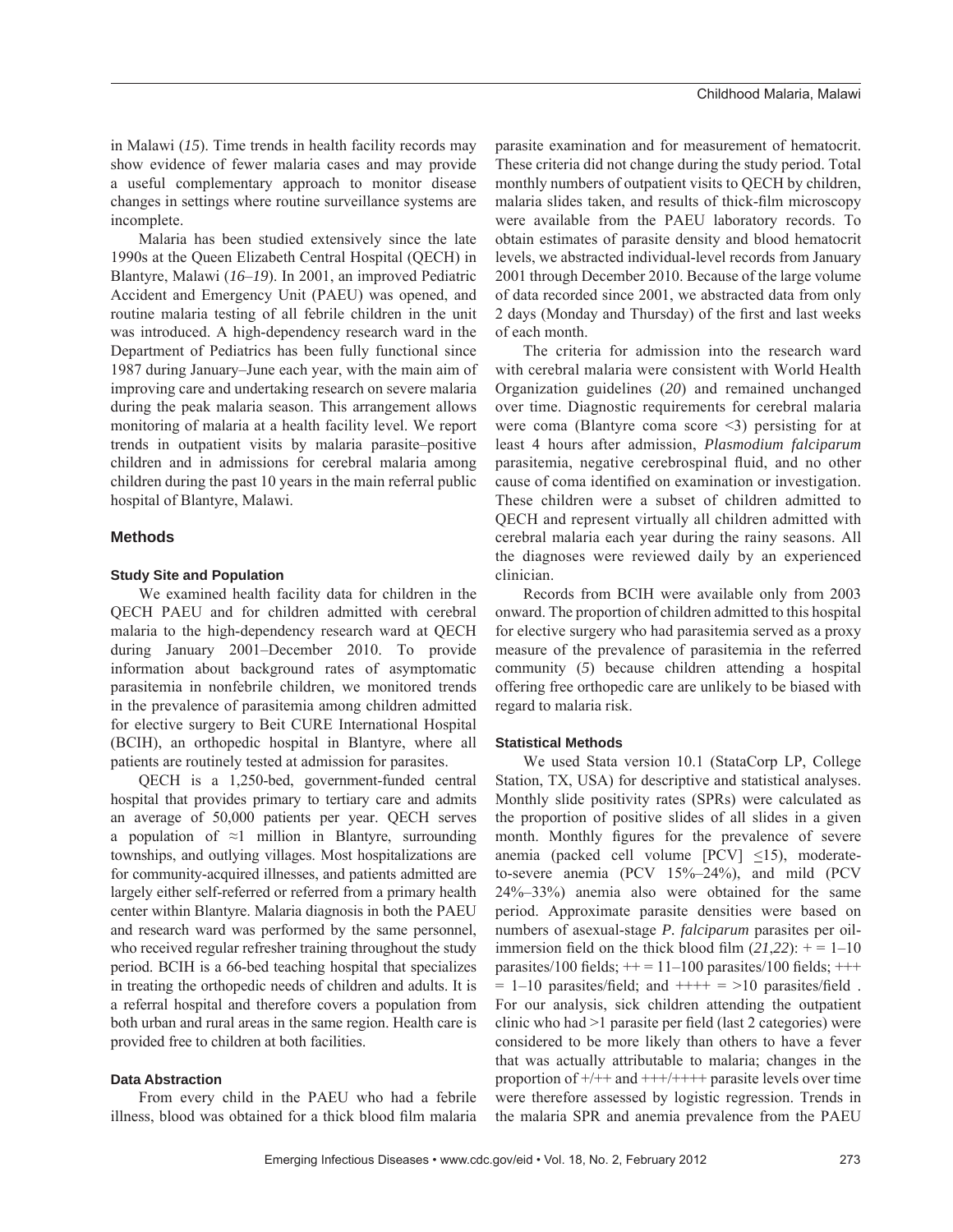in Malawi (*15*). Time trends in health facility records may show evidence of fewer malaria cases and may provide a useful complementary approach to monitor disease changes in settings where routine surveillance systems are incomplete.

Malaria has been studied extensively since the late 1990s at the Queen Elizabeth Central Hospital (QECH) in Blantyre, Malawi (*16*–*19*). In 2001, an improved Pediatric Accident and Emergency Unit (PAEU) was opened, and routine malaria testing of all febrile children in the unit was introduced. A high-dependency research ward in the Department of Pediatrics has been fully functional since 1987 during January–June each year, with the main aim of improving care and undertaking research on severe malaria during the peak malaria season. This arrangement allows monitoring of malaria at a health facility level. We report trends in outpatient visits by malaria parasite–positive children and in admissions for cerebral malaria among children during the past 10 years in the main referral public hospital of Blantyre, Malawi.

## Methods

### Study Site and Population

We examined health facility data for children in the QECH PAEU and for children admitted with cerebral malaria to the high-dependency research ward at QECH during January 2001–December 2010. To provide information about background rates of asymptomatic parasitemia in nonfebrile children, we monitored trends in the prevalence of parasitemia among children admitted for elective surgery to Beit CURE International Hospital (BCIH), an orthopedic hospital in Blantyre, where all patients are routinely tested at admission for parasites.

QECH is a 1,250-bed, government-funded central hospital that provides primary to tertiary care and admits an average of 50,000 patients per year. QECH serves a population of ≈1 million in Blantyre, surrounding townships, and outlying villages. Most hospitalizations are for community-acquired illnesses, and patients admitted are largely either self-referred or referred from a primary health center within Blantyre. Malaria diagnosis in both the PAEU and research ward was performed by the same personnel, who received regular refresher training throughout the study period. BCIH is a 66-bed teaching hospital that specializes in treating the orthopedic needs of children and adults. It is a referral hospital and therefore covers a population from both urban and rural areas in the same region. Health care is provided free to children at both facilities.

### Data Abstraction

From every child in the PAEU who had a febrile illness, blood was obtained for a thick blood film malaria parasite examination and for measurement of hematocrit. These criteria did not change during the study period. Total monthly numbers of outpatient visits to QECH by children, malaria slides taken, and results of thick-film microscopy were available from the PAEU laboratory records. To obtain estimates of parasite density and blood hematocrit levels, we abstracted individual-level records from January 2001 through December 2010. Because of the large volume of data recorded since 2001, we abstracted data from only 2 days (Monday and Thursday) of the first and last weeks of each month.

The criteria for admission into the research ward with cerebral malaria were consistent with World Health Organization guidelines (*20*) and remained unchanged over time. Diagnostic requirements for cerebral malaria were coma (Blantyre coma score <3) persisting for at least 4 hours after admission, *Plasmodium falciparum* parasitemia, negative cerebrospinal fluid, and no other cause of coma identified on examination or investigation. These children were a subset of children admitted to QECH and represent virtually all children admitted with cerebral malaria each year during the rainy seasons. All the diagnoses were reviewed daily by an experienced clinician.

Records from BCIH were available only from 2003 onward. The proportion of children admitted to this hospital for elective surgery who had parasitemia served as a proxy measure of the prevalence of parasitemia in the referred community (*5*) because children attending a hospital offering free orthopedic care are unlikely to be biased with regard to malaria risk.

### Statistical Methods

We used Stata version 10.1 (StataCorp LP, College Station, TX, USA) for descriptive and statistical analyses. Monthly slide positivity rates (SPRs) were calculated as the proportion of positive slides of all slides in a given month. Monthly figures for the prevalence of severe anemia (packed cell volume [PCV] ≤15), moderate-to-severe anemia (PCV 15%–24%), and mild (PCV 24%–33%) anemia also were obtained for the same period. Approximate parasite densities were based on numbers of asexual-stage *P. falciparum* parasites per oil-immersion field on the thick blood film (*21*,*22*): + = 1–10 parasites/100 fields; ++ = 11–100 parasites/100 fields; +++ = 1–10 parasites/field; and ++++ = >10 parasites/field . For our analysis, sick children attending the outpatient clinic who had >1 parasite per field (last 2 categories) were considered to be more likely than others to have a fever that was actually attributable to malaria; changes in the proportion of +/++ and +++/++++ parasite levels over time were therefore assessed by logistic regression. Trends in the malaria SPR and anemia prevalence from the PAEU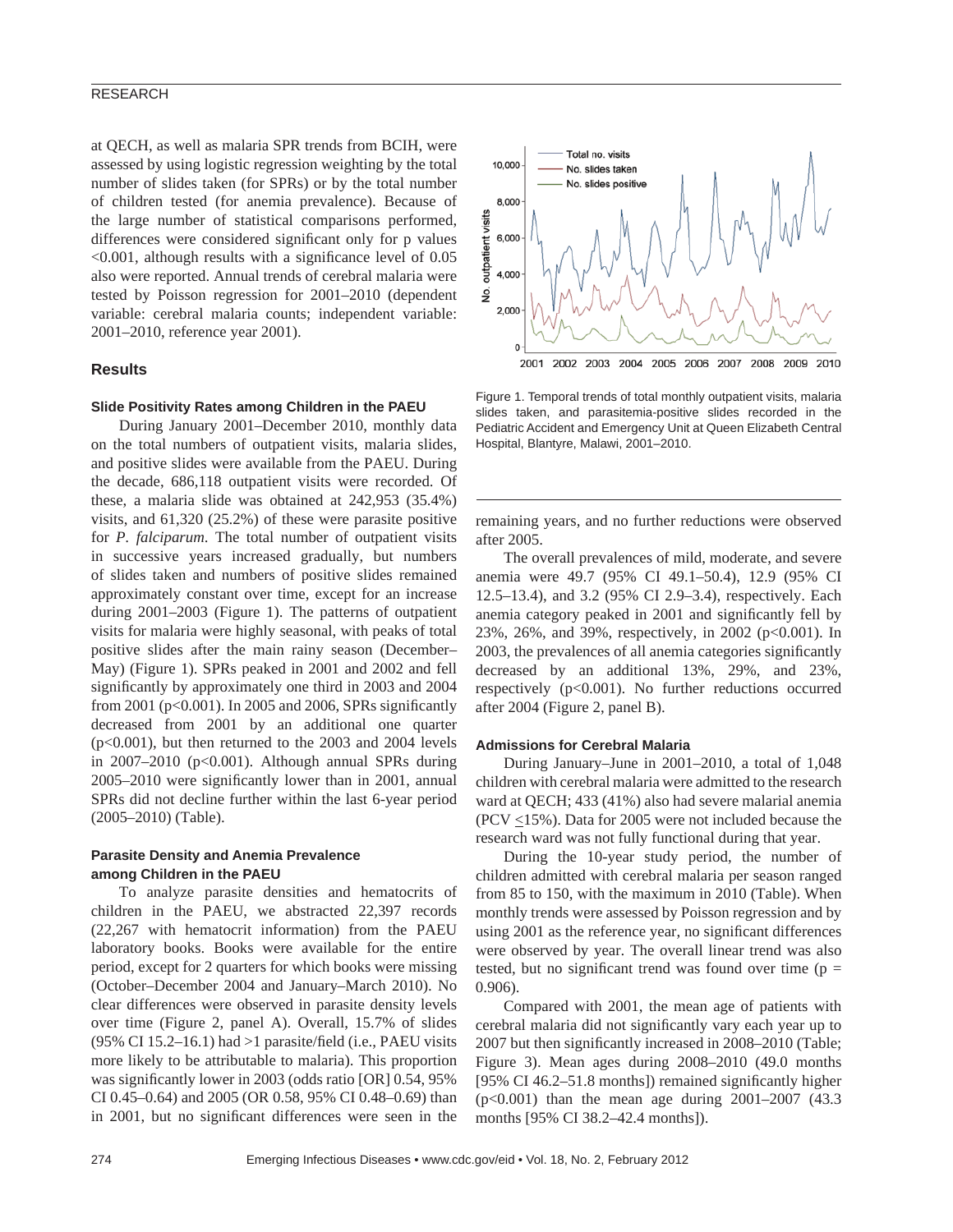at QECH, as well as malaria SPR trends from BCIH, were assessed by using logistic regression weighting by the total number of slides taken (for SPRs) or by the total number of children tested (for anemia prevalence). Because of the large number of statistical comparisons performed, differences were considered significant only for p values <0.001, although results with a significance level of 0.05 also were reported. Annual trends of cerebral malaria were tested by Poisson regression for 2001–2010 (dependent variable: cerebral malaria counts; independent variable: 2001–2010, reference year 2001).

## Results

### Slide Positivity Rates among Children in the PAEU

During January 2001–December 2010, monthly data on the total numbers of outpatient visits, malaria slides, and positive slides were available from the PAEU. During the decade, 686,118 outpatient visits were recorded. Of these, a malaria slide was obtained at 242,953 (35.4%) visits, and 61,320 (25.2%) of these were parasite positive for *P. falciparum*. The total number of outpatient visits in successive years increased gradually, but numbers of slides taken and numbers of positive slides remained approximately constant over time, except for an increase during 2001–2003 (Figure 1). The patterns of outpatient visits for malaria were highly seasonal, with peaks of total positive slides after the main rainy season (December–May) (Figure 1). SPRs peaked in 2001 and 2002 and fell significantly by approximately one third in 2003 and 2004 from 2001 (p<0.001). In 2005 and 2006, SPRs significantly decreased from 2001 by an additional one quarter (p<0.001), but then returned to the 2003 and 2004 levels in 2007–2010 (p<0.001). Although annual SPRs during 2005–2010 were significantly lower than in 2001, annual SPRs did not decline further within the last 6-year period (2005–2010) (Table).

### Parasite Density and Anemia Prevalence among Children in the PAEU

To analyze parasite densities and hematocrits of children in the PAEU, we abstracted 22,397 records (22,267 with hematocrit information) from the PAEU laboratory books. Books were available for the entire period, except for 2 quarters for which books were missing (October–December 2004 and January–March 2010). No clear differences were observed in parasite density levels over time (Figure 2, panel A). Overall, 15.7% of slides (95% CI 15.2–16.1) had >1 parasite/field (i.e., PAEU visits more likely to be attributable to malaria). This proportion was significantly lower in 2003 (odds ratio [OR] 0.54, 95% CI 0.45–0.64) and 2005 (OR 0.58, 95% CI 0.48–0.69) than in 2001, but no significant differences were seen in the remaining years, and no further reductions were observed after 2005.

Figure 1. Temporal trends of total monthly outpatient visits, malaria slides taken, and parasitemia-positive slides recorded in the Pediatric Accident and Emergency Unit at Queen Elizabeth Central Hospital, Blantyre, Malawi, 2001–2010.

The overall prevalences of mild, moderate, and severe anemia were 49.7 (95% CI 49.1–50.4), 12.9 (95% CI 12.5–13.4), and 3.2 (95% CI 2.9–3.4), respectively. Each anemia category peaked in 2001 and significantly fell by 23%, 26%, and 39%, respectively, in 2002 (p<0.001). In 2003, the prevalences of all anemia categories significantly decreased by an additional 13%, 29%, and 23%, respectively (p<0.001). No further reductions occurred after 2004 (Figure 2, panel B).

### Admissions for Cerebral Malaria

During January–June in 2001–2010, a total of 1,048 children with cerebral malaria were admitted to the research ward at QECH; 433 (41%) also had severe malarial anemia (PCV ≤15%). Data for 2005 were not included because the research ward was not fully functional during that year.

During the 10-year study period, the number of children admitted with cerebral malaria per season ranged from 85 to 150, with the maximum in 2010 (Table). When monthly trends were assessed by Poisson regression and by using 2001 as the reference year, no significant differences were observed by year. The overall linear trend was also tested, but no significant trend was found over time (p = 0.906).

Compared with 2001, the mean age of patients with cerebral malaria did not significantly vary each year up to 2007 but then significantly increased in 2008–2010 (Table; Figure 3). Mean ages during 2008–2010 (49.0 months [95% CI 46.2–51.8 months]) remained significantly higher (p<0.001) than the mean age during 2001–2007 (43.3 months [95% CI 38.2–42.4 months]).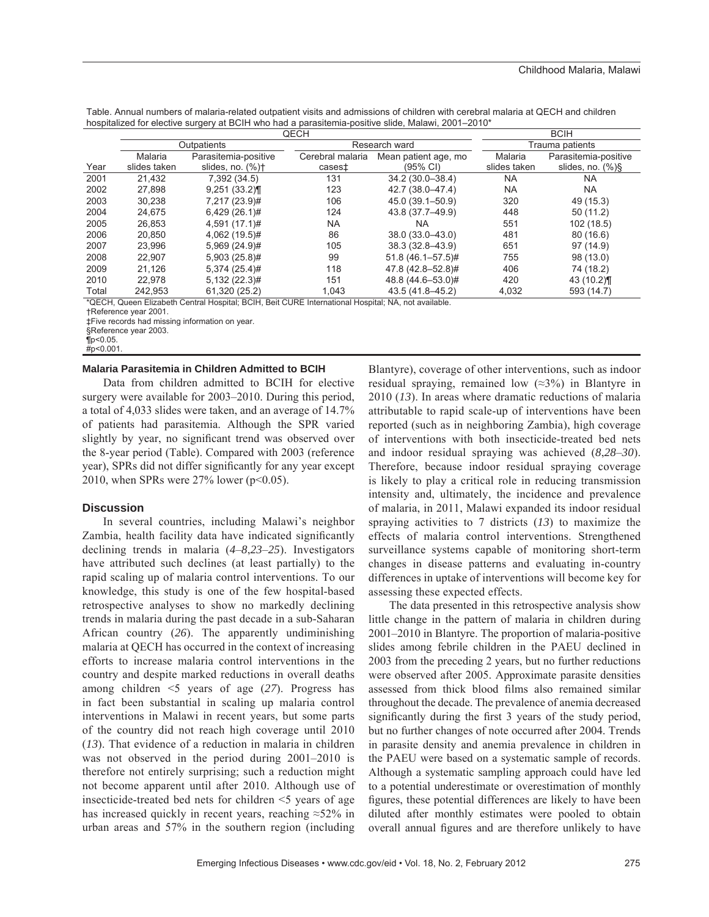Table. Annual numbers of malaria-related outpatient visits and admissions of children with cerebral malaria at QECH and children hospitalized for elective surgery at BCIH who had a parasitemia-positive slide, Malawi, 2001–2010*

| | QECH | | | | BCIH | |
|---|---|---|---|---|---|---|
| | Outpatients | | Research ward | | Trauma patients | |
| Year | Malaria slides taken | Parasitemia-positive slides, no. (%)† | Cerebral malaria cases‡ | Mean patient age, mo (95% CI) | Malaria slides taken | Parasitemia-positive slides, no. (%)§ |
| 2001 | 21,432 | 7,392 (34.5) | 131 | 34.2 (30.0–38.4) | NA | NA |
| 2002 | 27,898 | 9,251 (33.2)¶ | 123 | 42.7 (38.0–47.4) | NA | NA |
| 2003 | 30,238 | 7,217 (23.9)# | 106 | 45.0 (39.1–50.9) | 320 | 49 (15.3) |
| 2004 | 24,675 | 6,429 (26.1)# | 124 | 43.8 (37.7–49.9) | 448 | 50 (11.2) |
| 2005 | 26,853 | 4,591 (17.1)# | NA | NA | 551 | 102 (18.5) |
| 2006 | 20,850 | 4,062 (19.5)# | 86 | 38.0 (33.0–43.0) | 481 | 80 (16.6) |
| 2007 | 23,996 | 5,969 (24.9)# | 105 | 38.3 (32.8–43.9) | 651 | 97 (14.9) |
| 2008 | 22,907 | 5,903 (25.8)# | 99 | 51.8 (46.1–57.5)# | 755 | 98 (13.0) |
| 2009 | 21,126 | 5,374 (25.4)# | 118 | 47.8 (42.8–52.8)# | 406 | 74 (18.2) |
| 2010 | 22,978 | 5,132 (22.3)# | 151 | 48.8 (44.6–53.0)# | 420 | 43 (10.2)¶ |
| Total | 242,953 | 61,320 (25.2) | 1,043 | 43.5 (41.8–45.2) | 4,032 | 593 (14.7) |

*QECH, Queen Elizabeth Central Hospital; BCIH, Beit CURE International Hospital; NA, not available.
†Reference year 2001.
‡Five records had missing information on year.
§Reference year 2003.
¶p<0.05.
#p<0.001.

### Malaria Parasitemia in Children Admitted to BCIH

Data from children admitted to BCIH for elective surgery were available for 2003–2010. During this period, a total of 4,033 slides were taken, and an average of 14.7% of patients had parasitemia. Although the SPR varied slightly by year, no significant trend was observed over the 8-year period (Table). Compared with 2003 (reference year), SPRs did not differ significantly for any year except 2010, when SPRs were 27% lower (p<0.05).

## Discussion

In several countries, including Malawi's neighbor Zambia, health facility data have indicated significantly declining trends in malaria (*4–8*,*23–25*). Investigators have attributed such declines (at least partially) to the rapid scaling up of malaria control interventions. To our knowledge, this study is one of the few hospital-based retrospective analyses to show no markedly declining trends in malaria during the past decade in a sub-Saharan African country (*26*). The apparently undiminishing malaria at QECH has occurred in the context of increasing efforts to increase malaria control interventions in the country and despite marked reductions in overall deaths among children <5 years of age (*27*). Progress has in fact been substantial in scaling up malaria control interventions in Malawi in recent years, but some parts of the country did not reach high coverage until 2010 (*13*). That evidence of a reduction in malaria in children was not observed in the period during 2001–2010 is therefore not entirely surprising; such a reduction might not become apparent until after 2010. Although use of insecticide-treated bed nets for children <5 years of age has increased quickly in recent years, reaching ≈52% in urban areas and 57% in the southern region (including Blantyre), coverage of other interventions, such as indoor residual spraying, remained low (≈3%) in Blantyre in 2010 (*13*). In areas where dramatic reductions of malaria attributable to rapid scale-up of interventions have been reported (such as in neighboring Zambia), high coverage of interventions with both insecticide-treated bed nets and indoor residual spraying was achieved (*8*,*28–30*). Therefore, because indoor residual spraying coverage is likely to play a critical role in reducing transmission intensity and, ultimately, the incidence and prevalence of malaria, in 2011, Malawi expanded its indoor residual spraying activities to 7 districts (*13*) to maximize the effects of malaria control interventions. Strengthened surveillance systems capable of monitoring short-term changes in disease patterns and evaluating in-country differences in uptake of interventions will become key for assessing these expected effects.

The data presented in this retrospective analysis show little change in the pattern of malaria in children during 2001–2010 in Blantyre. The proportion of malaria-positive slides among febrile children in the PAEU declined in 2003 from the preceding 2 years, but no further reductions were observed after 2005. Approximate parasite densities assessed from thick blood films also remained similar throughout the decade. The prevalence of anemia decreased significantly during the first 3 years of the study period, but no further changes of note occurred after 2004. Trends in parasite density and anemia prevalence in children in the PAEU were based on a systematic sample of records. Although a systematic sampling approach could have led to a potential underestimate or overestimation of monthly figures, these potential differences are likely to have been diluted after monthly estimates were pooled to obtain overall annual figures and are therefore unlikely to have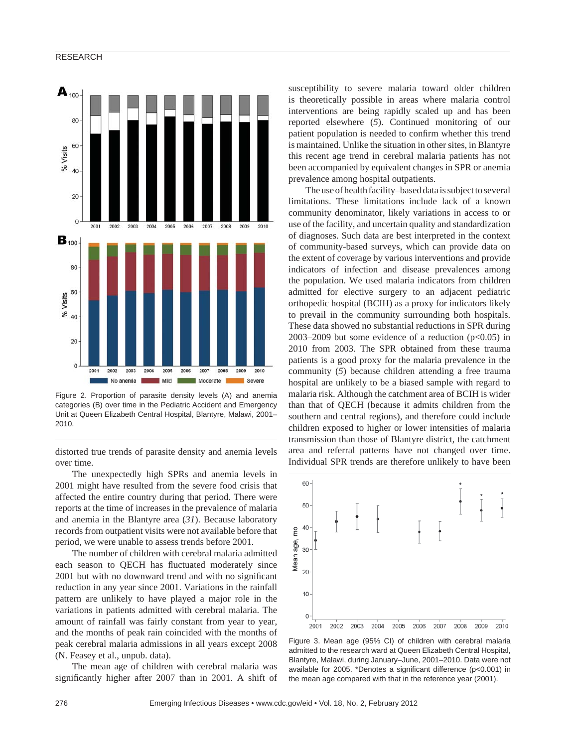Figure 2. Proportion of parasite density levels (A) and anemia categories (B) over time in the Pediatric Accident and Emergency Unit at Queen Elizabeth Central Hospital, Blantyre, Malawi, 2001–2010.

distorted true trends of parasite density and anemia levels over time.

The unexpectedly high SPRs and anemia levels in 2001 might have resulted from the severe food crisis that affected the entire country during that period. There were reports at the time of increases in the prevalence of malaria and anemia in the Blantyre area (*31*). Because laboratory records from outpatient visits were not available before that period, we were unable to assess trends before 2001.

The number of children with cerebral malaria admitted each season to QECH has fluctuated moderately since 2001 but with no downward trend and with no significant reduction in any year since 2001. Variations in the rainfall pattern are unlikely to have played a major role in the variations in patients admitted with cerebral malaria. The amount of rainfall was fairly constant from year to year, and the months of peak rain coincided with the months of peak cerebral malaria admissions in all years except 2008 (N. Feasey et al., unpub. data).

The mean age of children with cerebral malaria was significantly higher after 2007 than in 2001. A shift of susceptibility to severe malaria toward older children is theoretically possible in areas where malaria control interventions are being rapidly scaled up and has been reported elsewhere (*5*). Continued monitoring of our patient population is needed to confirm whether this trend is maintained. Unlike the situation in other sites, in Blantyre this recent age trend in cerebral malaria patients has not been accompanied by equivalent changes in SPR or anemia prevalence among hospital outpatients.

The use of health facility–based data is subject to several limitations. These limitations include lack of a known community denominator, likely variations in access to or use of the facility, and uncertain quality and standardization of diagnoses. Such data are best interpreted in the context of community-based surveys, which can provide data on the extent of coverage by various interventions and provide indicators of infection and disease prevalences among the population. We used malaria indicators from children admitted for elective surgery to an adjacent pediatric orthopedic hospital (BCIH) as a proxy for indicators likely to prevail in the community surrounding both hospitals. These data showed no substantial reductions in SPR during 2003–2009 but some evidence of a reduction ($p<0.05$) in 2010 from 2003. The SPR obtained from these trauma patients is a good proxy for the malaria prevalence in the community (*5*) because children attending a free trauma hospital are unlikely to be a biased sample with regard to malaria risk. Although the catchment area of BCIH is wider than that of QECH (because it admits children from the southern and central regions), and therefore could include children exposed to higher or lower intensities of malaria transmission than those of Blantyre district, the catchment area and referral patterns have not changed over time. Individual SPR trends are therefore unlikely to have been

Figure 3. Mean age (95% CI) of children with cerebral malaria admitted to the research ward at Queen Elizabeth Central Hospital, Blantyre, Malawi, during January–June, 2001–2010. Data were not available for 2005. *Denotes a significant difference ($p<0.001$) in the mean age compared with that in the reference year (2001).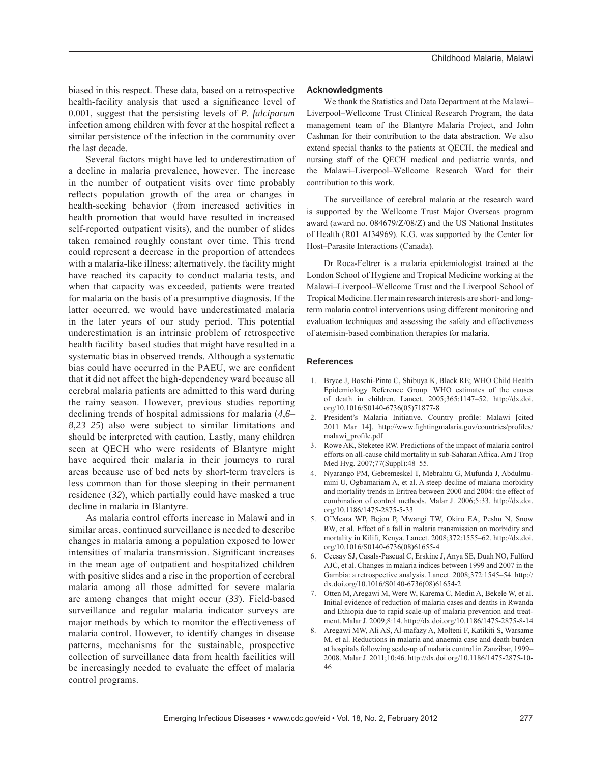biased in this respect. These data, based on a retrospective health-facility analysis that used a significance level of 0.001, suggest that the persisting levels of *P. falciparum* infection among children with fever at the hospital reflect a similar persistence of the infection in the community over the last decade.

Several factors might have led to underestimation of a decline in malaria prevalence, however. The increase in the number of outpatient visits over time probably reflects population growth of the area or changes in health-seeking behavior (from increased activities in health promotion that would have resulted in increased self-reported outpatient visits), and the number of slides taken remained roughly constant over time. This trend could represent a decrease in the proportion of attendees with a malaria-like illness; alternatively, the facility might have reached its capacity to conduct malaria tests, and when that capacity was exceeded, patients were treated for malaria on the basis of a presumptive diagnosis. If the latter occurred, we would have underestimated malaria in the later years of our study period. This potential underestimation is an intrinsic problem of retrospective health facility–based studies that might have resulted in a systematic bias in observed trends. Although a systematic bias could have occurred in the PAEU, we are confident that it did not affect the high-dependency ward because all cerebral malaria patients are admitted to this ward during the rainy season. However, previous studies reporting declining trends of hospital admissions for malaria (*4*,*6*–*8*,*23*–*25*) also were subject to similar limitations and should be interpreted with caution. Lastly, many children seen at QECH who were residents of Blantyre might have acquired their malaria in their journeys to rural areas because use of bed nets by short-term travelers is less common than for those sleeping in their permanent residence (*32*), which partially could have masked a true decline in malaria in Blantyre.

As malaria control efforts increase in Malawi and in similar areas, continued surveillance is needed to describe changes in malaria among a population exposed to lower intensities of malaria transmission. Significant increases in the mean age of outpatient and hospitalized children with positive slides and a rise in the proportion of cerebral malaria among all those admitted for severe malaria are among changes that might occur (*33*). Field-based surveillance and regular malaria indicator surveys are major methods by which to monitor the effectiveness of malaria control. However, to identify changes in disease patterns, mechanisms for the sustainable, prospective collection of surveillance data from health facilities will be increasingly needed to evaluate the effect of malaria control programs.

### Acknowledgments

We thank the Statistics and Data Department at the Malawi–Liverpool–Wellcome Trust Clinical Research Program, the data management team of the Blantyre Malaria Project, and John Cashman for their contribution to the data abstraction. We also extend special thanks to the patients at QECH, the medical and nursing staff of the QECH medical and pediatric wards, and the Malawi–Liverpool–Wellcome Research Ward for their contribution to this work.

The surveillance of cerebral malaria at the research ward is supported by the Wellcome Trust Major Overseas program award (award no. 084679/Z/08/Z) and the US National Institutes of Health (R01 AI34969). K.G. was supported by the Center for Host–Parasite Interactions (Canada).

Dr Roca-Feltrer is a malaria epidemiologist trained at the London School of Hygiene and Tropical Medicine working at the Malawi–Liverpool–Wellcome Trust and the Liverpool School of Tropical Medicine. Her main research interests are short- and long-term malaria control interventions using different monitoring and evaluation techniques and assessing the safety and effectiveness of atemisin-based combination therapies for malaria.

### References

1. Bryce J, Boschi-Pinto C, Shibuya K, Black RE; WHO Child Health Epidemiology Reference Group. WHO estimates of the causes of death in children. Lancet. 2005;365:1147–52. http://dx.doi.org/10.1016/S0140-6736(05)71877-8
2. President's Malaria Initiative. Country profile: Malawi [cited 2011 Mar 14]. http://www.fightingmalaria.gov/countries/profiles/malawi_profile.pdf
3. Rowe AK, Steketee RW. Predictions of the impact of malaria control efforts on all-cause child mortality in sub-Saharan Africa. Am J Trop Med Hyg. 2007;77(Suppl):48–55.
4. Nyarango PM, Gebremeskel T, Mebrahtu G, Mufunda J, Abdulmumini U, Ogbamariam A, et al. A steep decline of malaria morbidity and mortality trends in Eritrea between 2000 and 2004: the effect of combination of control methods. Malar J. 2006;5:33. http://dx.doi.org/10.1186/1475-2875-5-33
5. O'Meara WP, Bejon P, Mwangi TW, Okiro EA, Peshu N, Snow RW, et al. Effect of a fall in malaria transmission on morbidity and mortality in Kilifi, Kenya. Lancet. 2008;372:1555–62. http://dx.doi.org/10.1016/S0140-6736(08)61655-4
6. Ceesay SJ, Casals-Pascual C, Erskine J, Anya SE, Duah NO, Fulford AJC, et al. Changes in malaria indices between 1999 and 2007 in the Gambia: a retrospective analysis. Lancet. 2008;372:1545–54. http://dx.doi.org/10.1016/S0140-6736(08)61654-2
7. Otten M, Aregawi M, Were W, Karema C, Medin A, Bekele W, et al. Initial evidence of reduction of malaria cases and deaths in Rwanda and Ethiopia due to rapid scale-up of malaria prevention and treatment. Malar J. 2009;8:14. http://dx.doi.org/10.1186/1475-2875-8-14
8. Aregawi MW, Ali AS, Al-mafazy A, Molteni F, Katikiti S, Warsame M, et al. Reductions in malaria and anaemia case and death burden at hospitals following scale-up of malaria control in Zanzibar, 1999–2008. Malar J. 2011;10:46. http://dx.doi.org/10.1186/1475-2875-10-46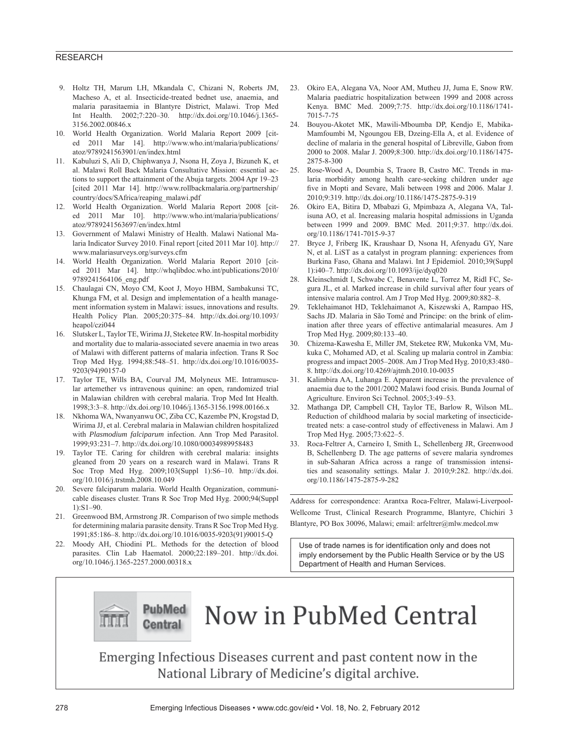9. Holtz TH, Marum LH, Mkandala C, Chizani N, Roberts JM, Macheso A, et al. Insecticide-treated bednet use, anaemia, and malaria parasitaemia in Blantyre District, Malawi. Trop Med Int Health. 2002;7:220–30. http://dx.doi.org/10.1046/j.1365-3156.2002.00846.x
10. World Health Organization. World Malaria Report 2009 [cited 2011 Mar 14]. http://www.who.int/malaria/publications/atoz/9789241563901/en/index.html
11. Kabuluzi S, Ali D, Chiphwanya J, Nsona H, Zoya J, Bizuneh K, et al. Malawi Roll Back Malaria Consultative Mission: essential actions to support the attainment of the Abuja targets. 2004 Apr 19–23 [cited 2011 Mar 14]. http://www.rollbackmalaria.org/partnership/country/docs/SAfrica/reaping_malawi.pdf
12. World Health Organization. World Malaria Report 2008 [cited 2011 Mar 10]. http://www.who.int/malaria/publications/atoz/9789241563697/en/index.html
13. Government of Malawi Ministry of Health. Malawi National Malaria Indicator Survey 2010. Final report [cited 2011 Mar 10]. http://www.malariasurveys.org/surveys.cfm
14. World Health Organization. World Malaria Report 2010 [cited 2011 Mar 14]. http://whqlibdoc.who.int/publications/2010/9789241564106_eng.pdf
15. Chaulagai CN, Moyo CM, Koot J, Moyo HBM, Sambakunsi TC, Khunga FM, et al. Design and implementation of a health management information system in Malawi: issues, innovations and results. Health Policy Plan. 2005;20:375–84. http://dx.doi.org/10.1093/heapol/czi044
16. Slutsker L, Taylor TE, Wirima JJ, Steketee RW. In-hospital morbidity and mortality due to malaria-associated severe anaemia in two areas of Malawi with different patterns of malaria infection. Trans R Soc Trop Med Hyg. 1994;88:548–51. http://dx.doi.org/10.1016/0035-9203(94)90157-0
17. Taylor TE, Wills BA, Courval JM, Molyneux ME. Intramuscular artemether vs intravenous quinine: an open, randomized trial in Malawian children with cerebral malaria. Trop Med Int Health. 1998;3:3–8. http://dx.doi.org/10.1046/j.1365-3156.1998.00166.x
18. Nkhoma WA, Nwanyanwu OC, Ziba CC, Kazembe PN, Krogstad D, Wirima JJ, et al. Cerebral malaria in Malawian children hospitalized with *Plasmodium falciparum* infection. Ann Trop Med Parasitol. 1999;93:231–7. http://dx.doi.org/10.1080/00034989958483
19. Taylor TE. Caring for children with cerebral malaria: insights gleaned from 20 years on a research ward in Malawi. Trans R Soc Trop Med Hyg. 2009;103(Suppl 1):S6–10. http://dx.doi.org/10.1016/j.trstmh.2008.10.049
20. Severe falciparum malaria. World Health Organization, communicable diseases cluster. Trans R Soc Trop Med Hyg. 2000;94(Suppl 1):S1–90.
21. Greenwood BM, Armstrong JR. Comparison of two simple methods for determining malaria parasite density. Trans R Soc Trop Med Hyg. 1991;85:186–8. http://dx.doi.org/10.1016/0035-9203(91)90015-Q
22. Moody AH, Chiodini PL. Methods for the detection of blood parasites. Clin Lab Haematol. 2000;22:189–201. http://dx.doi.org/10.1046/j.1365-2257.2000.00318.x
23. Okiro EA, Alegana VA, Noor AM, Mutheu JJ, Juma E, Snow RW. Malaria paediatric hospitalization between 1999 and 2008 across Kenya. BMC Med. 2009;7:75. http://dx.doi.org/10.1186/1741-7015-7-75
24. Bouyou-Akotet MK, Mawili-Mboumba DP, Kendjo E, Mabika-Mamfoumbi M, Ngoungou EB, Dzeing-Ella A, et al. Evidence of decline of malaria in the general hospital of Libreville, Gabon from 2000 to 2008. Malar J. 2009;8:300. http://dx.doi.org/10.1186/1475-2875-8-300
25. Rose-Wood A, Doumbia S, Traore B, Castro MC. Trends in malaria morbidity among health care-seeking children under age five in Mopti and Sevare, Mali between 1998 and 2006. Malar J. 2010;9:319. http://dx.doi.org/10.1186/1475-2875-9-319
26. Okiro EA, Bitira D, Mbabazi G, Mpimbaza A, Alegana VA, Talisuna AO, et al. Increasing malaria hospital admissions in Uganda between 1999 and 2009. BMC Med. 2011;9:37. http://dx.doi.org/10.1186/1741-7015-9-37
27. Bryce J, Friberg IK, Kraushaar D, Nsona H, Afenyadu GY, Nare N, et al. LiST as a catalyst in program planning: experiences from Burkina Faso, Ghana and Malawi. Int J Epidemiol. 2010;39(Suppl 1):i40–7. http://dx.doi.org/10.1093/ije/dyq020
28. Kleinschmidt I, Schwabe C, Benavente L, Torrez M, Ridl FC, Segura JL, et al. Marked increase in child survival after four years of intensive malaria control. Am J Trop Med Hyg. 2009;80:882–8.
29. Teklehaimanot HD, Teklehaimanot A, Kiszewski A, Rampao HS, Sachs JD. Malaria in São Tomé and Principe: on the brink of elimination after three years of effective antimalarial measures. Am J Trop Med Hyg. 2009;80:133–40.
30. Chizema-Kawesha E, Miller JM, Steketee RW, Mukonka VM, Mukuka C, Mohamed AD, et al. Scaling up malaria control in Zambia: progress and impact 2005–2008. Am J Trop Med Hyg. 2010;83:480–8. http://dx.doi.org/10.4269/ajtmh.2010.10-0035
31. Kalimbira AA, Luhanga E. Apparent increase in the prevalence of anaemia due to the 2001/2002 Malawi food crisis. Bunda Journal of Agriculture. Environ Sci Technol. 2005;3:49–53.
32. Mathanga DP, Campbell CH, Taylor TE, Barlow R, Wilson ML. Reduction of childhood malaria by social marketing of insecticide-treated nets: a case-control study of effectiveness in Malawi. Am J Trop Med Hyg. 2005;73:622–5.
33. Roca-Feltrer A, Carneiro I, Smith L, Schellenberg JR, Greenwood B, Schellenberg D. The age patterns of severe malaria syndromes in sub-Saharan Africa across a range of transmission intensities and seasonality settings. Malar J. 2010;9:282. http://dx.doi.org/10.1186/1475-2875-9-282

Address for correspondence: Arantxa Roca-Feltrer, Malawi-Liverpool-Wellcome Trust, Clinical Research Programme, Blantyre, Chichiri 3 Blantyre, PO Box 30096, Malawi; email: arfeltrer@mlw.medcol.mw

Use of trade names is for identification only and does not imply endorsement by the Public Health Service or by the US Department of Health and Human Services.

PubMed Central

Now in PubMed Central

Emerging Infectious Diseases current and past content now in the National Library of Medicine's digital archive.